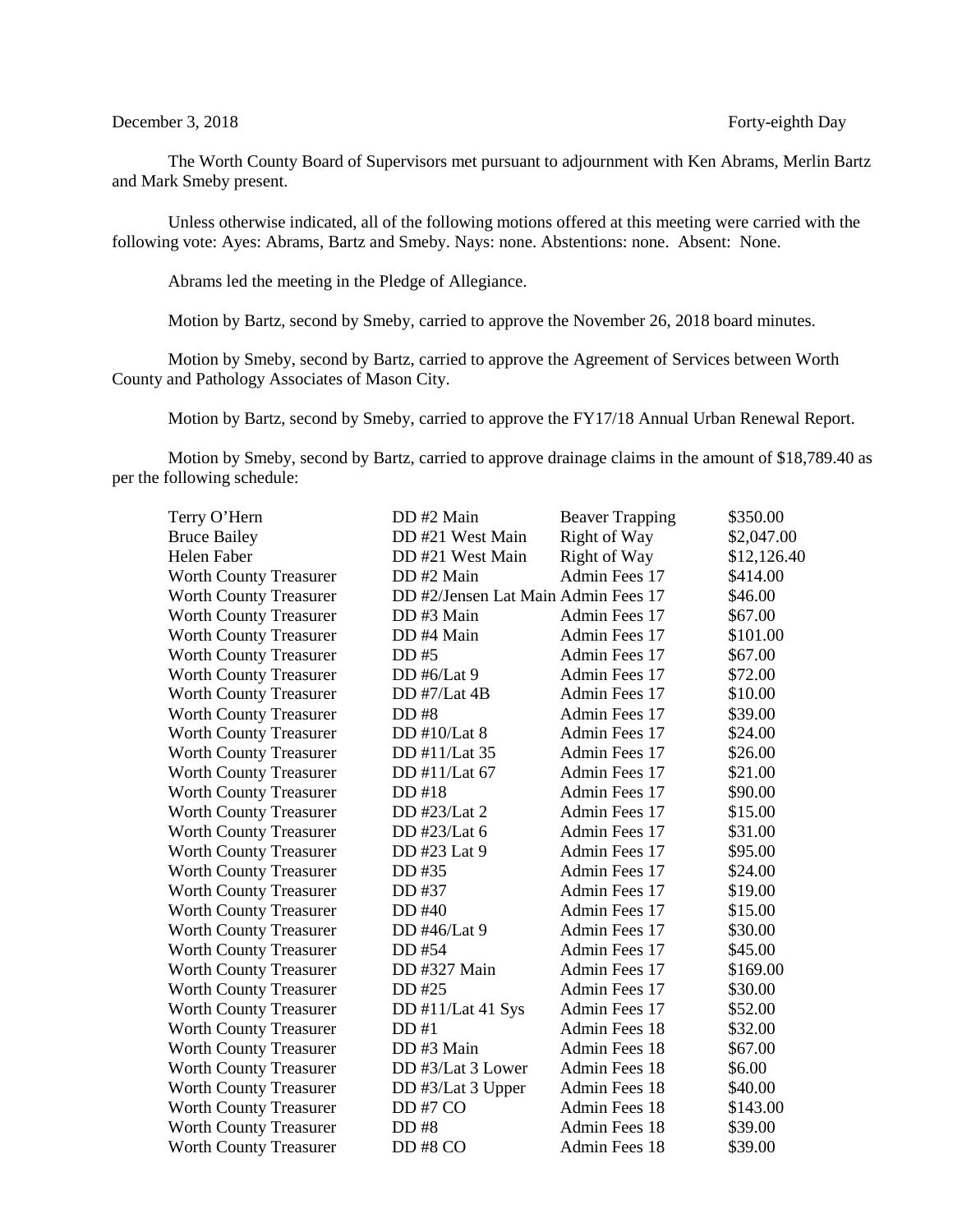December 3, 2018 Forty-eighth Day

The Worth County Board of Supervisors met pursuant to adjournment with Ken Abrams, Merlin Bartz and Mark Smeby present.

Unless otherwise indicated, all of the following motions offered at this meeting were carried with the following vote: Ayes: Abrams, Bartz and Smeby. Nays: none. Abstentions: none. Absent: None.

Abrams led the meeting in the Pledge of Allegiance.

Motion by Bartz, second by Smeby, carried to approve the November 26, 2018 board minutes.

Motion by Smeby, second by Bartz, carried to approve the Agreement of Services between Worth County and Pathology Associates of Mason City.

Motion by Bartz, second by Smeby, carried to approve the FY17/18 Annual Urban Renewal Report.

Motion by Smeby, second by Bartz, carried to approve drainage claims in the amount of $18,789.40 as per the following schedule:

| | | | |
|---|---|---|---|
| Terry O'Hern | DD #2 Main | Beaver Trapping | $350.00 |
| Bruce Bailey | DD #21 West Main | Right of Way | $2,047.00 |
| Helen Faber | DD #21 West Main | Right of Way | $12,126.40 |
| Worth County Treasurer | DD #2 Main | Admin Fees 17 | $414.00 |
| Worth County Treasurer | DD #2/Jensen Lat Main | Admin Fees 17 | $46.00 |
| Worth County Treasurer | DD #3 Main | Admin Fees 17 | $67.00 |
| Worth County Treasurer | DD #4 Main | Admin Fees 17 | $101.00 |
| Worth County Treasurer | DD #5 | Admin Fees 17 | $67.00 |
| Worth County Treasurer | DD #6/Lat 9 | Admin Fees 17 | $72.00 |
| Worth County Treasurer | DD #7/Lat 4B | Admin Fees 17 | $10.00 |
| Worth County Treasurer | DD #8 | Admin Fees 17 | $39.00 |
| Worth County Treasurer | DD #10/Lat 8 | Admin Fees 17 | $24.00 |
| Worth County Treasurer | DD #11/Lat 35 | Admin Fees 17 | $26.00 |
| Worth County Treasurer | DD #11/Lat 67 | Admin Fees 17 | $21.00 |
| Worth County Treasurer | DD #18 | Admin Fees 17 | $90.00 |
| Worth County Treasurer | DD #23/Lat 2 | Admin Fees 17 | $15.00 |
| Worth County Treasurer | DD #23/Lat 6 | Admin Fees 17 | $31.00 |
| Worth County Treasurer | DD #23 Lat 9 | Admin Fees 17 | $95.00 |
| Worth County Treasurer | DD #35 | Admin Fees 17 | $24.00 |
| Worth County Treasurer | DD #37 | Admin Fees 17 | $19.00 |
| Worth County Treasurer | DD #40 | Admin Fees 17 | $15.00 |
| Worth County Treasurer | DD #46/Lat 9 | Admin Fees 17 | $30.00 |
| Worth County Treasurer | DD #54 | Admin Fees 17 | $45.00 |
| Worth County Treasurer | DD #327 Main | Admin Fees 17 | $169.00 |
| Worth County Treasurer | DD #25 | Admin Fees 17 | $30.00 |
| Worth County Treasurer | DD #11/Lat 41 Sys | Admin Fees 17 | $52.00 |
| Worth County Treasurer | DD #1 | Admin Fees 18 | $32.00 |
| Worth County Treasurer | DD #3 Main | Admin Fees 18 | $67.00 |
| Worth County Treasurer | DD #3/Lat 3 Lower | Admin Fees 18 | $6.00 |
| Worth County Treasurer | DD #3/Lat 3 Upper | Admin Fees 18 | $40.00 |
| Worth County Treasurer | DD #7 CO | Admin Fees 18 | $143.00 |
| Worth County Treasurer | DD #8 | Admin Fees 18 | $39.00 |
| Worth County Treasurer | DD #8 CO | Admin Fees 18 | $39.00 |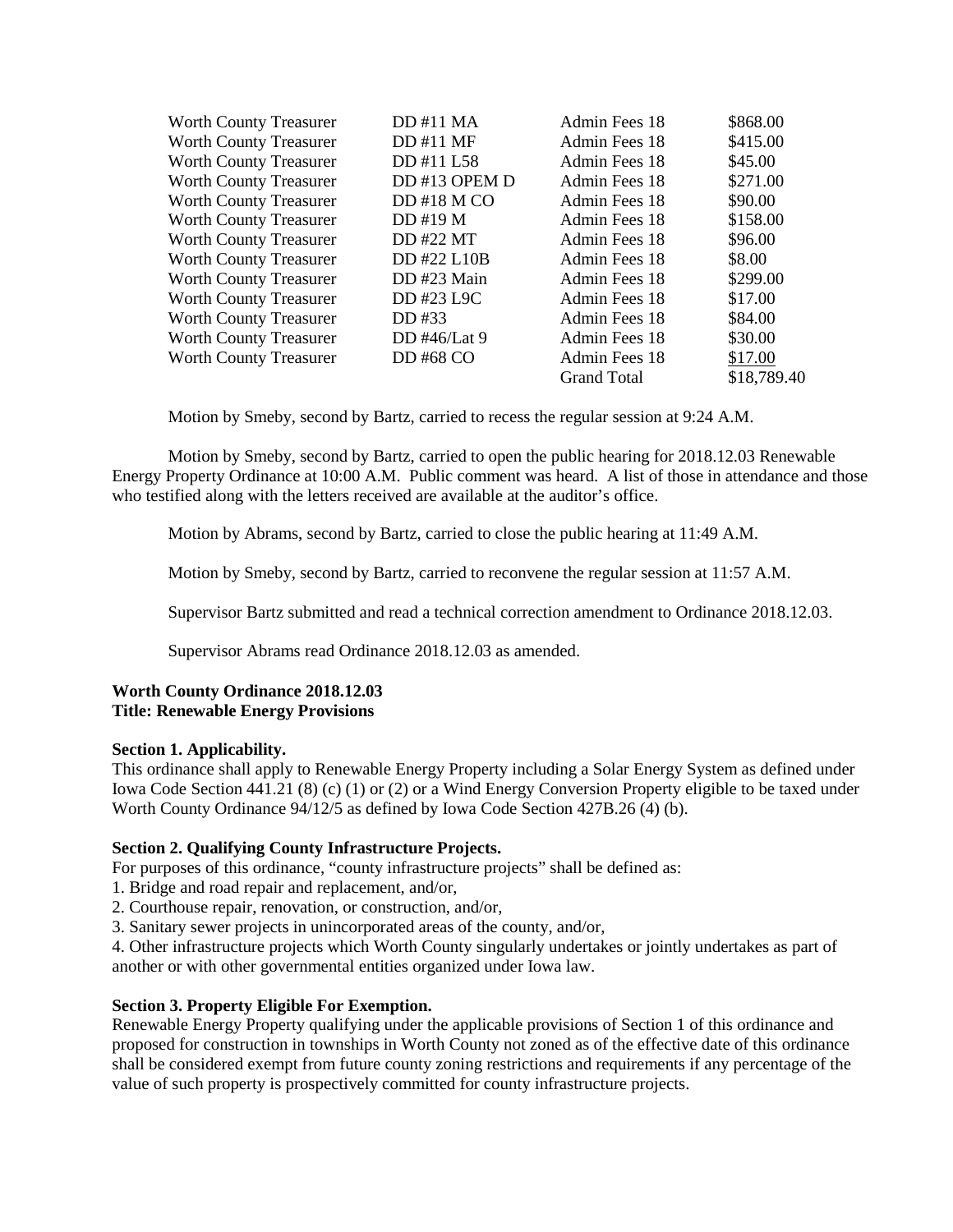| | | | |
|---|---|---|---|
| Worth County Treasurer | DD #11 MA | Admin Fees 18 | \$868.00 |
| Worth County Treasurer | DD #11 MF | Admin Fees 18 | \$415.00 |
| Worth County Treasurer | DD #11 L58 | Admin Fees 18 | \$45.00 |
| Worth County Treasurer | DD #13 OPEM D | Admin Fees 18 | \$271.00 |
| Worth County Treasurer | DD #18 M CO | Admin Fees 18 | \$90.00 |
| Worth County Treasurer | DD #19 M | Admin Fees 18 | \$158.00 |
| Worth County Treasurer | DD #22 MT | Admin Fees 18 | \$96.00 |
| Worth County Treasurer | DD #22 L10B | Admin Fees 18 | \$8.00 |
| Worth County Treasurer | DD #23 Main | Admin Fees 18 | \$299.00 |
| Worth County Treasurer | DD #23 L9C | Admin Fees 18 | \$17.00 |
| Worth County Treasurer | DD #33 | Admin Fees 18 | \$84.00 |
| Worth County Treasurer | DD #46/Lat 9 | Admin Fees 18 | \$30.00 |
| Worth County Treasurer | DD #68 CO | Admin Fees 18 | \$17.00 |
| | | Grand Total | \$18,789.40 |

Motion by Smeby, second by Bartz, carried to recess the regular session at 9:24 A.M.

Motion by Smeby, second by Bartz, carried to open the public hearing for 2018.12.03 Renewable Energy Property Ordinance at 10:00 A.M. Public comment was heard. A list of those in attendance and those who testified along with the letters received are available at the auditor's office.

Motion by Abrams, second by Bartz, carried to close the public hearing at 11:49 A.M.

Motion by Smeby, second by Bartz, carried to reconvene the regular session at 11:57 A.M.

Supervisor Bartz submitted and read a technical correction amendment to Ordinance 2018.12.03.

Supervisor Abrams read Ordinance 2018.12.03 as amended.

**Worth County Ordinance 2018.12.03**
**Title: Renewable Energy Provisions**

**Section 1. Applicability.**
This ordinance shall apply to Renewable Energy Property including a Solar Energy System as defined under Iowa Code Section 441.21 (8) (c) (1) or (2) or a Wind Energy Conversion Property eligible to be taxed under Worth County Ordinance 94/12/5 as defined by Iowa Code Section 427B.26 (4) (b).

**Section 2. Qualifying County Infrastructure Projects.**
For purposes of this ordinance, "county infrastructure projects" shall be defined as:
1. Bridge and road repair and replacement, and/or,
2. Courthouse repair, renovation, or construction, and/or,
3. Sanitary sewer projects in unincorporated areas of the county, and/or,
4. Other infrastructure projects which Worth County singularly undertakes or jointly undertakes as part of another or with other governmental entities organized under Iowa law.

**Section 3. Property Eligible For Exemption.**
Renewable Energy Property qualifying under the applicable provisions of Section 1 of this ordinance and proposed for construction in townships in Worth County not zoned as of the effective date of this ordinance shall be considered exempt from future county zoning restrictions and requirements if any percentage of the value of such property is prospectively committed for county infrastructure projects.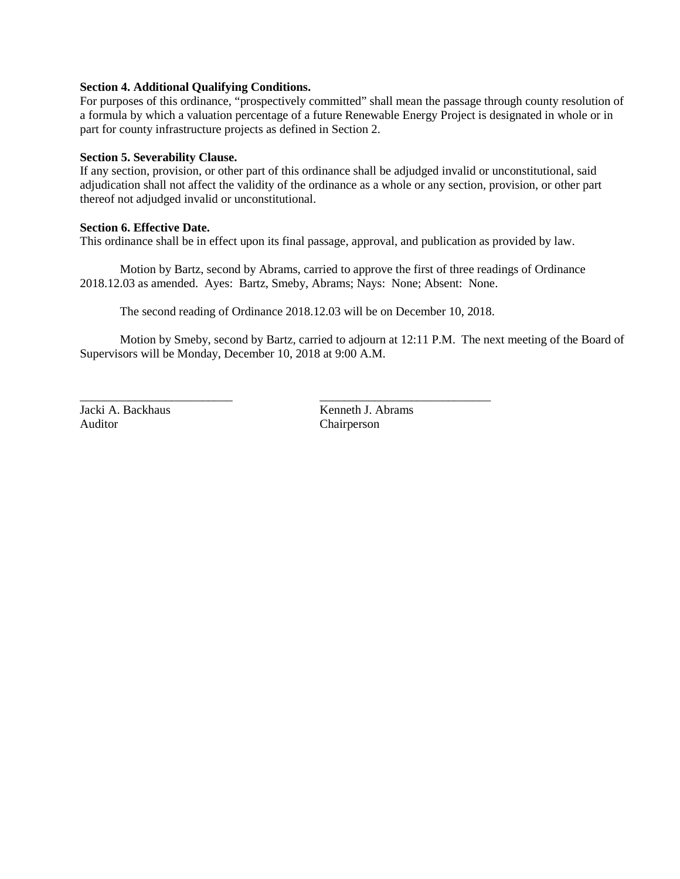**Section 4. Additional Qualifying Conditions.**
For purposes of this ordinance, "prospectively committed" shall mean the passage through county resolution of a formula by which a valuation percentage of a future Renewable Energy Project is designated in whole or in part for county infrastructure projects as defined in Section 2.

**Section 5. Severability Clause.**
If any section, provision, or other part of this ordinance shall be adjudged invalid or unconstitutional, said adjudication shall not affect the validity of the ordinance as a whole or any section, provision, or other part thereof not adjudged invalid or unconstitutional.

**Section 6. Effective Date.**
This ordinance shall be in effect upon its final passage, approval, and publication as provided by law.

Motion by Bartz, second by Abrams, carried to approve the first of three readings of Ordinance 2018.12.03 as amended. Ayes: Bartz, Smeby, Abrams; Nays: None; Absent: None.

The second reading of Ordinance 2018.12.03 will be on December 10, 2018.

Motion by Smeby, second by Bartz, carried to adjourn at 12:11 P.M. The next meeting of the Board of Supervisors will be Monday, December 10, 2018 at 9:00 A.M.

_________________________ &nbsp;&nbsp;&nbsp;&nbsp; ____________________________

Jacki A. Backhaus
Auditor

Kenneth J. Abrams
Chairperson